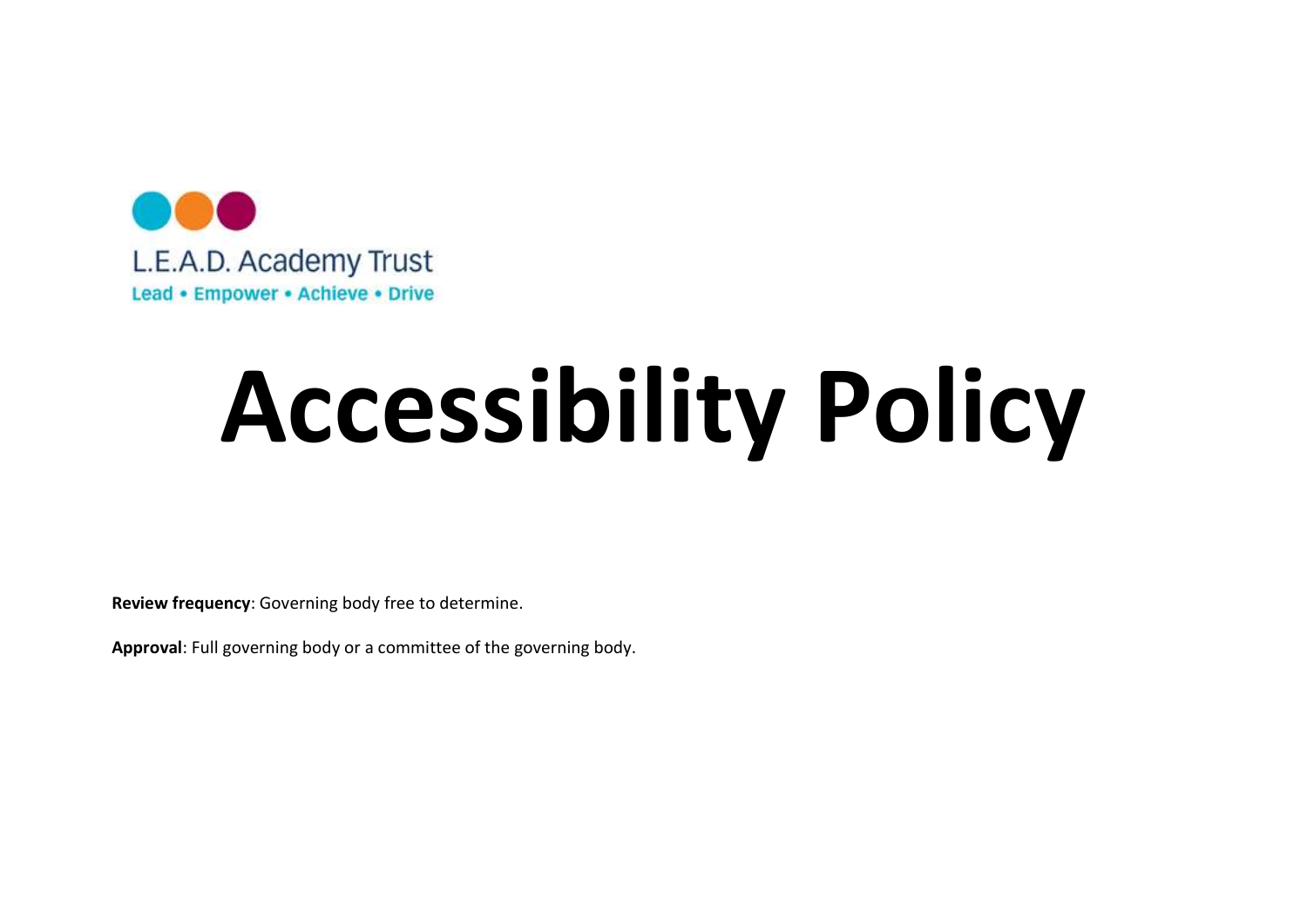L.E.A.D. Academy Trust

Lead • Empower • Achieve • Drive

# Accessibility Policy

**Review frequency**: Governing body free to determine.

**Approval**: Full governing body or a committee of the governing body.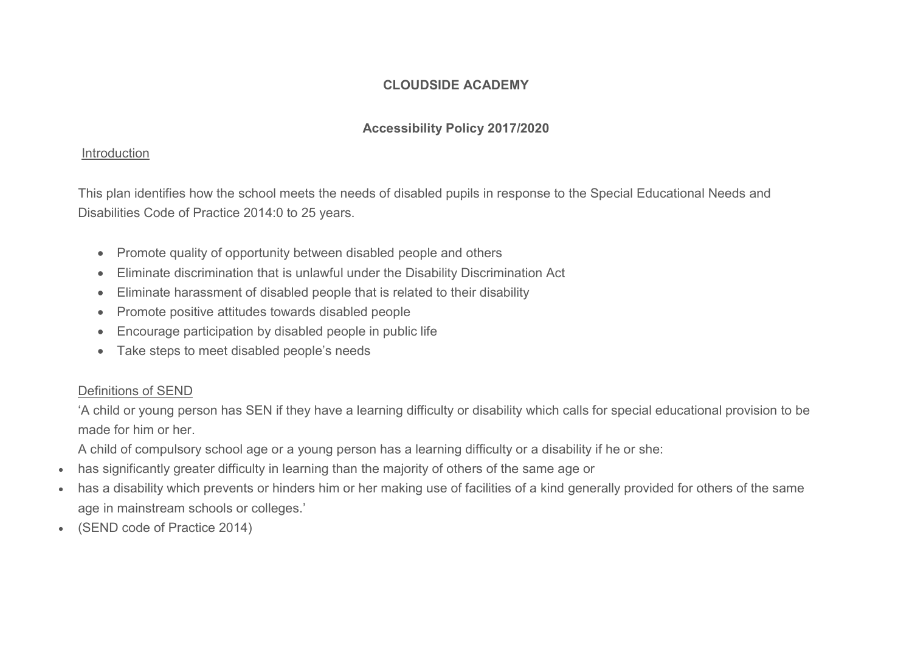**CLOUDSIDE ACADEMY**

**Accessibility Policy 2017/2020**

Introduction

This plan identifies how the school meets the needs of disabled pupils in response to the Special Educational Needs and Disabilities Code of Practice 2014:0 to 25 years.

- Promote quality of opportunity between disabled people and others
- Eliminate discrimination that is unlawful under the Disability Discrimination Act
- Eliminate harassment of disabled people that is related to their disability
- Promote positive attitudes towards disabled people
- Encourage participation by disabled people in public life
- Take steps to meet disabled people's needs

Definitions of SEND

'A child or young person has SEN if they have a learning difficulty or disability which calls for special educational provision to be made for him or her.

A child of compulsory school age or a young person has a learning difficulty or a disability if he or she:

- has significantly greater difficulty in learning than the majority of others of the same age or
- has a disability which prevents or hinders him or her making use of facilities of a kind generally provided for others of the same age in mainstream schools or colleges.'
- (SEND code of Practice 2014)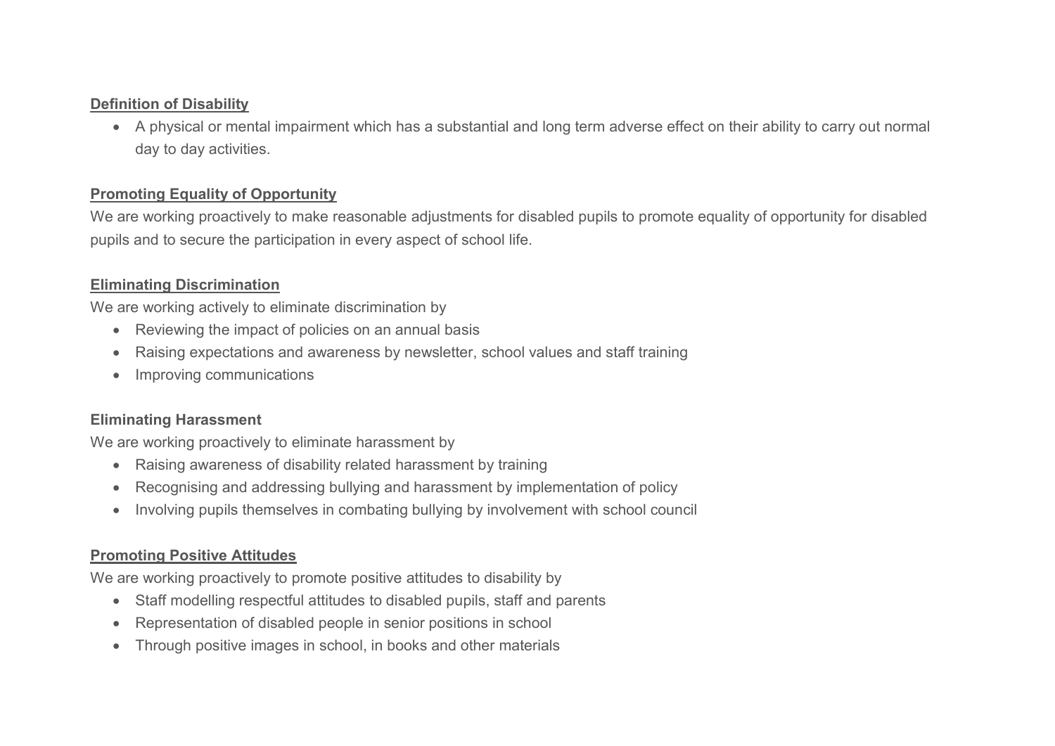**Definition of Disability**

- A physical or mental impairment which has a substantial and long term adverse effect on their ability to carry out normal day to day activities.

**Promoting Equality of Opportunity**

We are working proactively to make reasonable adjustments for disabled pupils to promote equality of opportunity for disabled pupils and to secure the participation in every aspect of school life.

**Eliminating Discrimination**

We are working actively to eliminate discrimination by

- Reviewing the impact of policies on an annual basis
- Raising expectations and awareness by newsletter, school values and staff training
- Improving communications

**Eliminating Harassment**

We are working proactively to eliminate harassment by

- Raising awareness of disability related harassment by training
- Recognising and addressing bullying and harassment by implementation of policy
- Involving pupils themselves in combating bullying by involvement with school council

**Promoting Positive Attitudes**

We are working proactively to promote positive attitudes to disability by

- Staff modelling respectful attitudes to disabled pupils, staff and parents
- Representation of disabled people in senior positions in school
- Through positive images in school, in books and other materials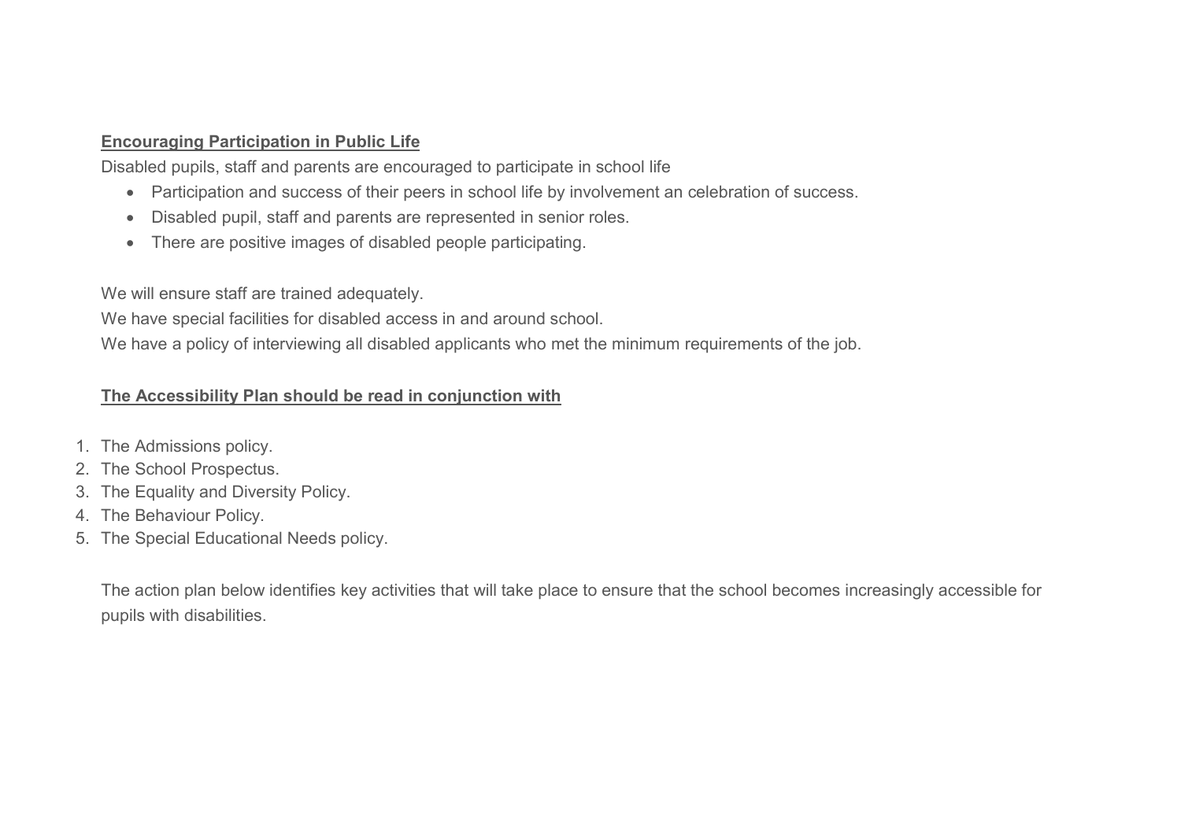**Encouraging Participation in Public Life**

Disabled pupils, staff and parents are encouraged to participate in school life

- Participation and success of their peers in school life by involvement an celebration of success.
- Disabled pupil, staff and parents are represented in senior roles.
- There are positive images of disabled people participating.

We will ensure staff are trained adequately.

We have special facilities for disabled access in and around school.

We have a policy of interviewing all disabled applicants who met the minimum requirements of the job.

**The Accessibility Plan should be read in conjunction with**

1. The Admissions policy.
2. The School Prospectus.
3. The Equality and Diversity Policy.
4. The Behaviour Policy.
5. The Special Educational Needs policy.

The action plan below identifies key activities that will take place to ensure that the school becomes increasingly accessible for pupils with disabilities.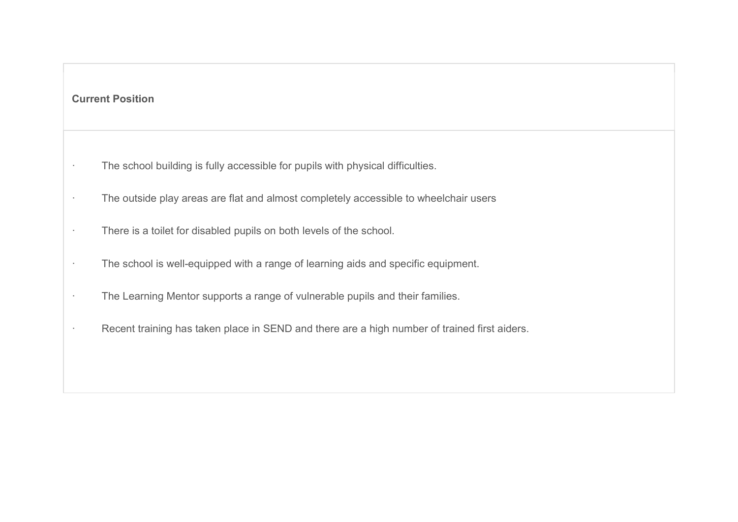| **Current Position** |
| --- |
| - The school building is fully accessible for pupils with physical difficulties.<br>- The outside play areas are flat and almost completely accessible to wheelchair users<br>- There is a toilet for disabled pupils on both levels of the school.<br>- The school is well-equipped with a range of learning aids and specific equipment.<br>- The Learning Mentor supports a range of vulnerable pupils and their families.<br>- Recent training has taken place in SEND and there are a high number of trained first aiders. |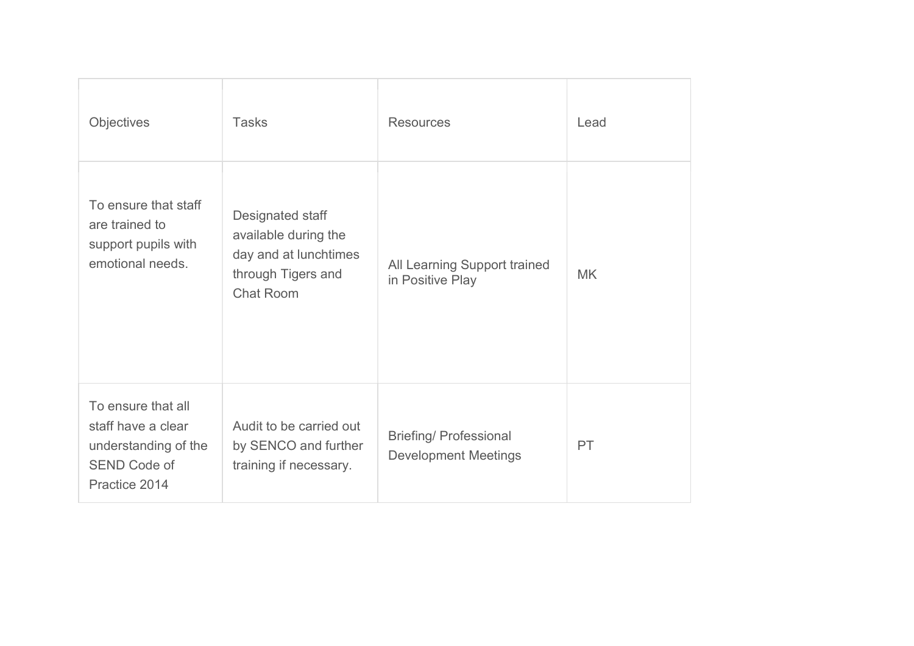| Objectives | Tasks | Resources | Lead |
| --- | --- | --- | --- |
| To ensure that staff are trained to support pupils with emotional needs. | Designated staff available during the day and at lunchtimes through Tigers and Chat Room | All Learning Support trained in Positive Play | MK |
| To ensure that all staff have a clear understanding of the SEND Code of Practice 2014 | Audit to be carried out by SENCO and further training if necessary. | Briefing/ Professional Development Meetings | PT |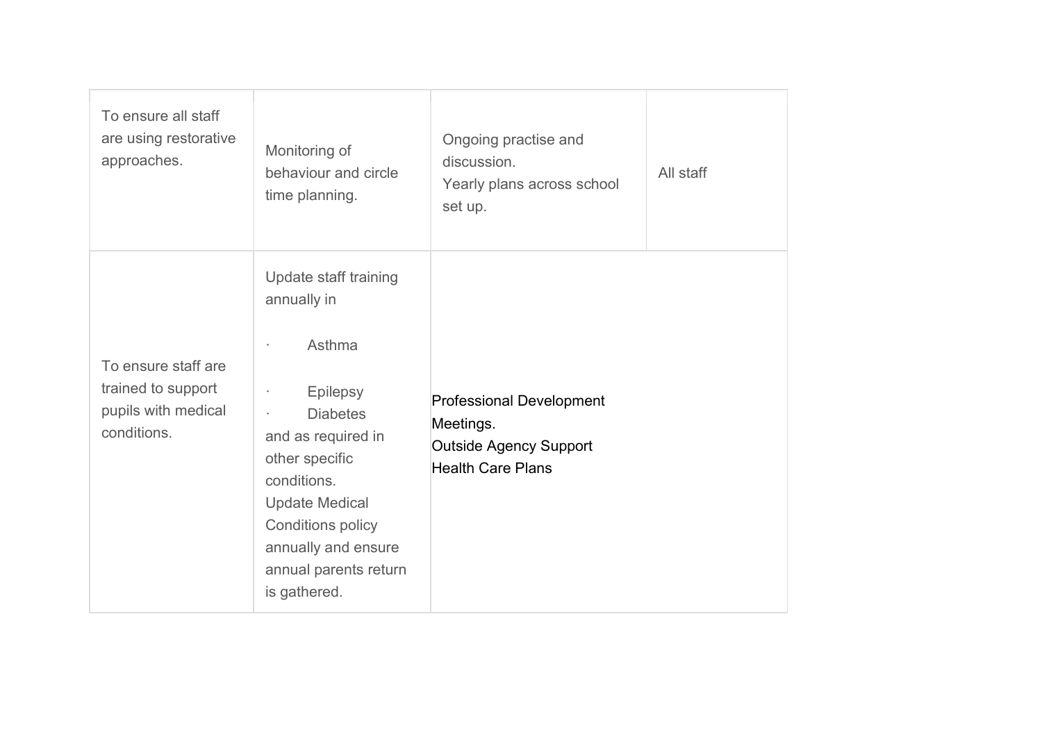| | | | |
|---|---|---|---|
| To ensure all staff are using restorative approaches. | Monitoring of behaviour and circle time planning. | Ongoing practise and discussion.<br>Yearly plans across school set up. | All staff |
| To ensure staff are trained to support pupils with medical conditions. | Update staff training annually in<br>· Asthma<br>· Epilepsy<br>· Diabetes<br>and as required in other specific conditions.<br>Update Medical Conditions policy annually and ensure annual parents return is gathered. | Professional Development Meetings.<br>Outside Agency Support<br>Health Care Plans | |